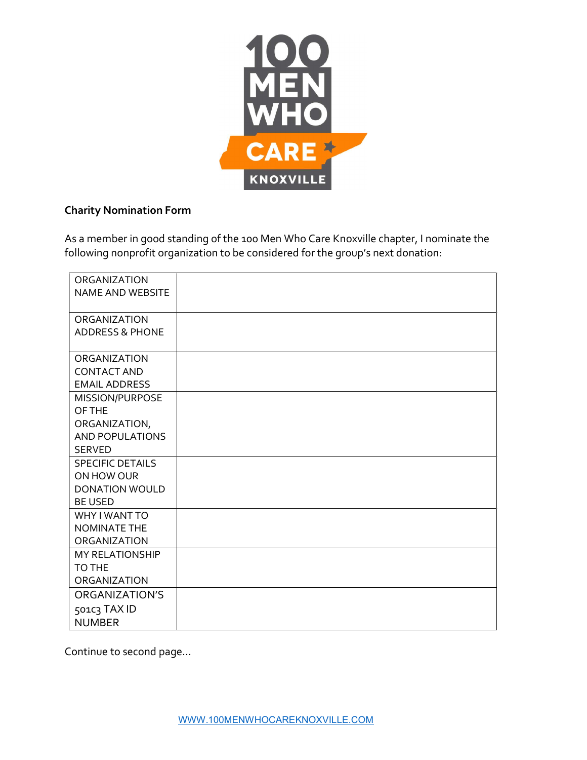**Charity Nomination Form**

As a member in good standing of the 100 Men Who Care Knoxville chapter, I nominate the following nonprofit organization to be considered for the group's next donation:

| | |
|---|---|
| ORGANIZATION NAME AND WEBSITE | |
| ORGANIZATION ADDRESS & PHONE | |
| ORGANIZATION CONTACT AND EMAIL ADDRESS | |
| MISSION/PURPOSE OF THE ORGANIZATION, AND POPULATIONS SERVED | |
| SPECIFIC DETAILS ON HOW OUR DONATION WOULD BE USED | |
| WHY I WANT TO NOMINATE THE ORGANIZATION | |
| MY RELATIONSHIP TO THE ORGANIZATION | |
| ORGANIZATION'S 501c3 TAX ID NUMBER | |

Continue to second page…

WWW.100MENWHOCAREKNOXVILLE.COM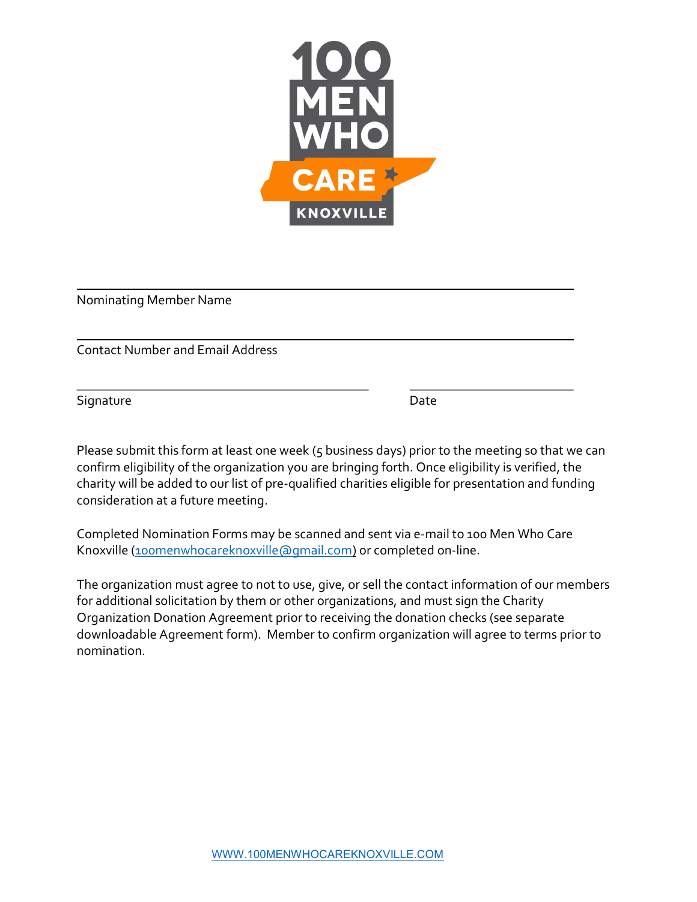100 MEN WHO CARE KNOXVILLE

\_\_\_\_\_\_\_\_\_\_\_\_\_\_\_\_\_\_\_\_\_\_\_\_\_\_\_\_\_\_\_\_\_\_\_\_\_\_\_\_\_\_\_\_\_\_\_\_\_\_

Nominating Member Name

\_\_\_\_\_\_\_\_\_\_\_\_\_\_\_\_\_\_\_\_\_\_\_\_\_\_\_\_\_\_\_\_\_\_\_\_\_\_\_\_\_\_\_\_\_\_\_\_\_\_

Contact Number and Email Address

\_\_\_\_\_\_\_\_\_\_\_\_\_\_\_\_\_\_\_\_\_\_\_\_\_\_\_\_\_\_ \_\_\_\_\_\_\_\_\_\_\_\_\_\_\_\_\_

Signature Date

Please submit this form at least one week (5 business days) prior to the meeting so that we can confirm eligibility of the organization you are bringing forth. Once eligibility is verified, the charity will be added to our list of pre-qualified charities eligible for presentation and funding consideration at a future meeting.

Completed Nomination Forms may be scanned and sent via e-mail to 100 Men Who Care Knoxville (100menwhocareknoxville@gmail.com) or completed on-line.

The organization must agree to not to use, give, or sell the contact information of our members for additional solicitation by them or other organizations, and must sign the Charity Organization Donation Agreement prior to receiving the donation checks (see separate downloadable Agreement form). Member to confirm organization will agree to terms prior to nomination.

WWW.100MENWHOCAREKNOXVILLE.COM